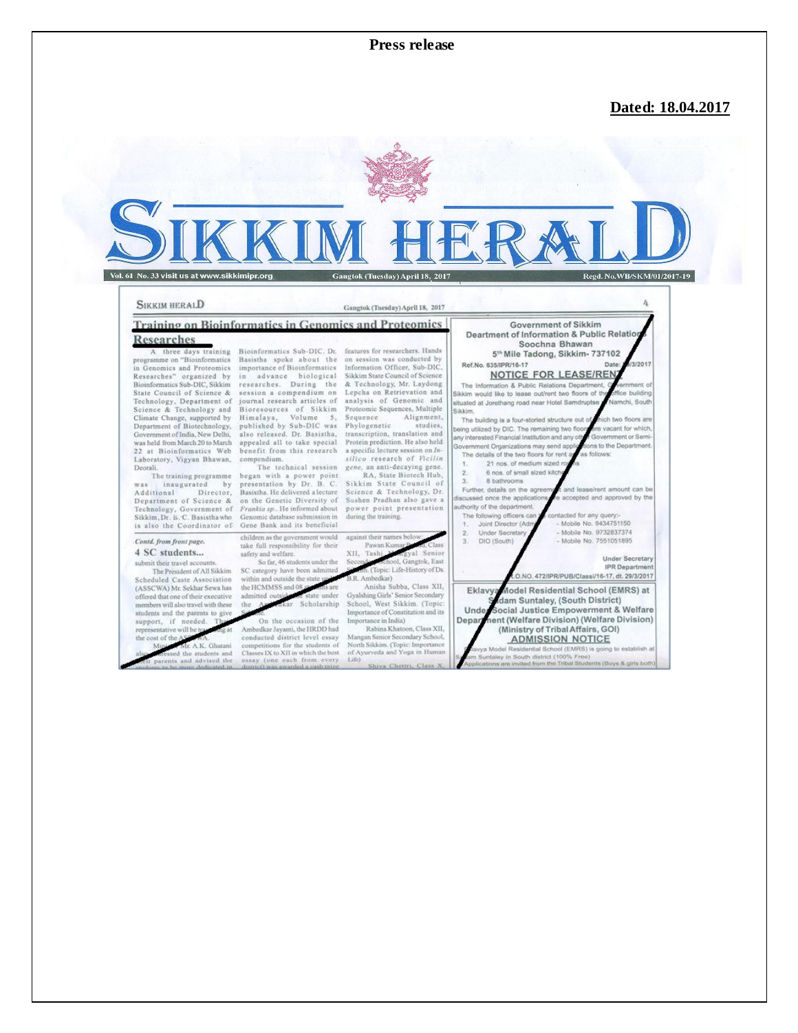**Press release**

**Dated: 18.04.2017**

# SIKKIM HERALD

Vol. 61 No. 33 visit us at www.sikkimipr.org | Gangtok (Tuesday) April 18, 2017 | Regd. No.WB/SKM/01/2017-19

## Training on Bioinformatics in Genomics and Proteomics Researches

A three days training programme on "Bioinformatics in Genomics and Proteomics Researches" organized by Bioinformatics Sub-DIC, Sikkim State Council of Science & Technology, Department of Science & Technology and Climate Change, supported by Department of Biotechnology, Government of India, New Delhi, was held from March 20 to March 22 at Bioinformatics Web Laboratory, Vigyan Bhawan, Deorali.

The training programme was inaugurated by Additional Director, Department of Science & Technology, Government of Sikkim, Dr. B. C. Basistha who is also the Coordinator of Bioinformatics Sub-DIC. Dr. Basistha spoke about the importance of Bioinformatics in advance biological researches. During the session a compendium on journal research articles of Bioresources of Sikkim Himalaya, Volume 5, published by Sub-DIC was also released. Dr. Basistha, appealed all to take special benefit from this research compendium.

The technical session began with a power point presentation by Dr. B. C. Basistha. He delivered a lecture on the Genetic Diversity of *Frankia sp.*. He informed about Genomic database submission in Gene Bank and its beneficial features for researchers. Hands on session was conducted by Information Officer, Sub-DIC, Sikkim State Council of Science & Technology, Mr. Laydong Lepcha on Retrieval and analysis of Genomic and Proteomic Sequences, Multiple Sequence Alignment, Phylogenetic studies, transcription, translation and Protein prediction. He also held a specific lecture session on *In-silico* research of *Vicilin gene*, an anti-decaying gene.

RA, State Biotech Hub, Sikkim State Council of Science & Technology, Dr. Sushen Pradhan also gave a power point presentation during the training.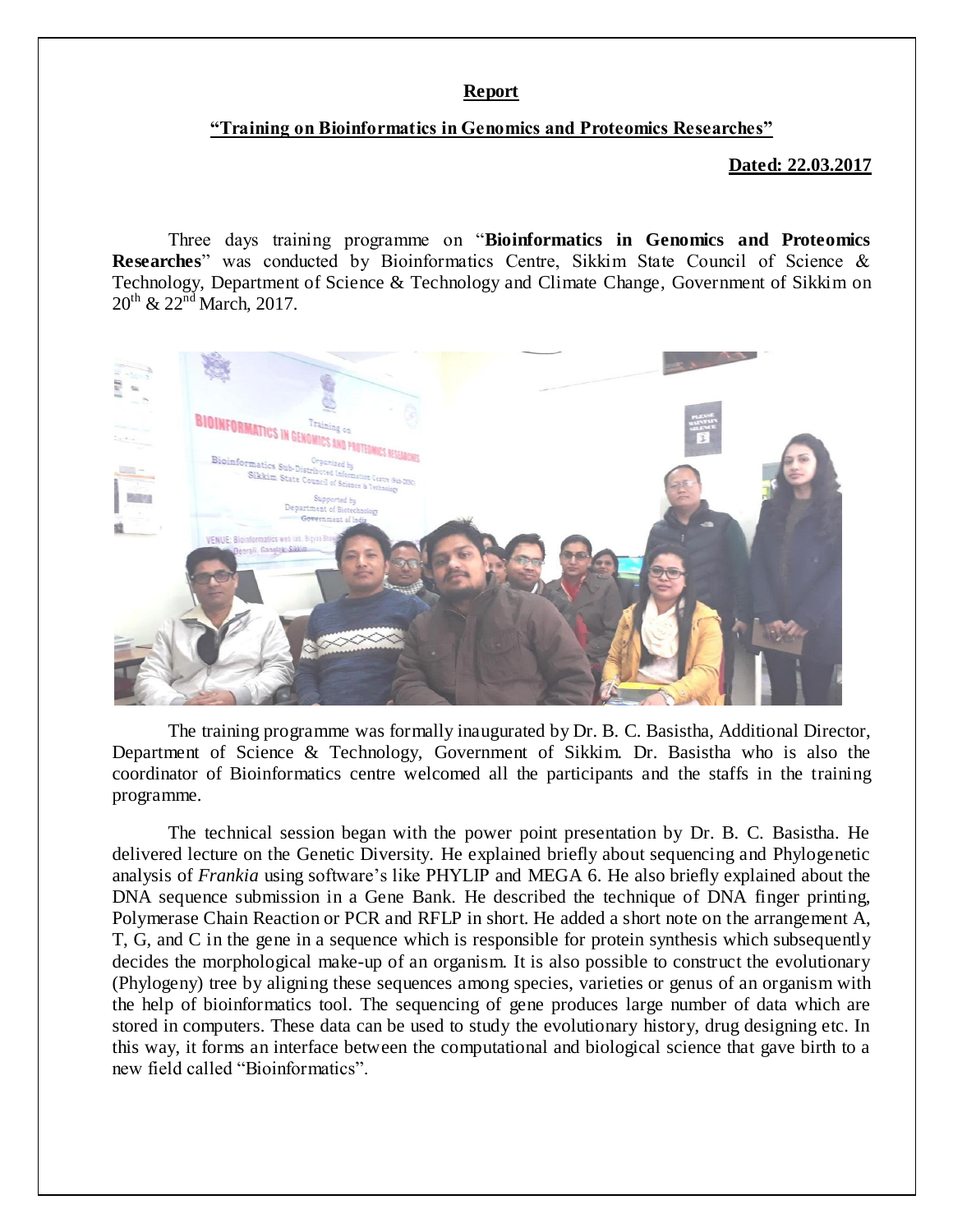**Report**

**"Training on Bioinformatics in Genomics and Proteomics Researches"**

**Dated: 22.03.2017**

Three days training programme on "**Bioinformatics in Genomics and Proteomics Researches**" was conducted by Bioinformatics Centre, Sikkim State Council of Science & Technology, Department of Science & Technology and Climate Change, Government of Sikkim on $20^{th}$ & $22^{nd}$ March, 2017.

The training programme was formally inaugurated by Dr. B. C. Basistha, Additional Director, Department of Science & Technology, Government of Sikkim. Dr. Basistha who is also the coordinator of Bioinformatics centre welcomed all the participants and the staffs in the training programme.

The technical session began with the power point presentation by Dr. B. C. Basistha. He delivered lecture on the Genetic Diversity. He explained briefly about sequencing and Phylogenetic analysis of *Frankia* using software's like PHYLIP and MEGA 6. He also briefly explained about the DNA sequence submission in a Gene Bank. He described the technique of DNA finger printing, Polymerase Chain Reaction or PCR and RFLP in short. He added a short note on the arrangement A, T, G, and C in the gene in a sequence which is responsible for protein synthesis which subsequently decides the morphological make-up of an organism. It is also possible to construct the evolutionary (Phylogeny) tree by aligning these sequences among species, varieties or genus of an organism with the help of bioinformatics tool. The sequencing of gene produces large number of data which are stored in computers. These data can be used to study the evolutionary history, drug designing etc. In this way, it forms an interface between the computational and biological science that gave birth to a new field called "Bioinformatics".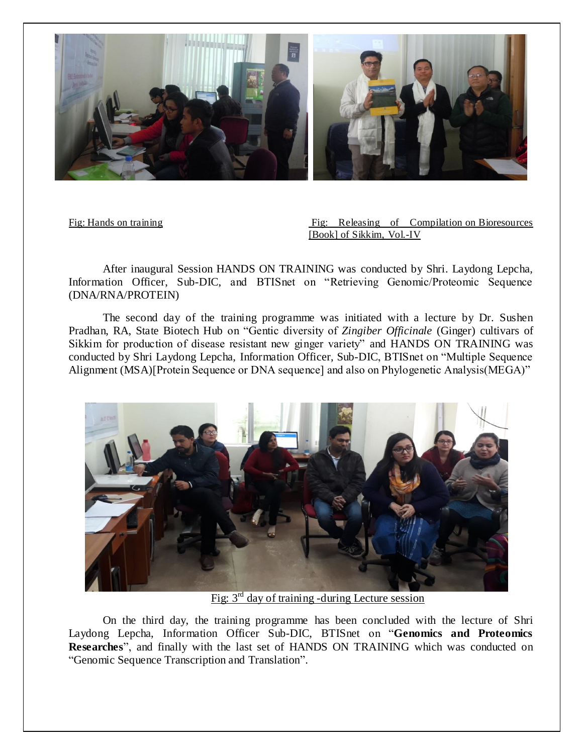Fig: Hands on training

Fig: Releasing of Compilation on Bioresources [Book] of Sikkim, Vol.-IV

After inaugural Session HANDS ON TRAINING was conducted by Shri. Laydong Lepcha, Information Officer, Sub-DIC, and BTISnet on "Retrieving Genomic/Proteomic Sequence (DNA/RNA/PROTEIN)

The second day of the training programme was initiated with a lecture by Dr. Sushen Pradhan, RA, State Biotech Hub on "Gentic diversity of *Zingiber Officinale* (Ginger) cultivars of Sikkim for production of disease resistant new ginger variety" and HANDS ON TRAINING was conducted by Shri Laydong Lepcha, Information Officer, Sub-DIC, BTISnet on "Multiple Sequence Alignment (MSA)[Protein Sequence or DNA sequence] and also on Phylogenetic Analysis(MEGA)"

Fig: 3rd day of training -during Lecture session

On the third day, the training programme has been concluded with the lecture of Shri Laydong Lepcha, Information Officer Sub-DIC, BTISnet on "**Genomics and Proteomics Researches**", and finally with the last set of HANDS ON TRAINING which was conducted on "Genomic Sequence Transcription and Translation".